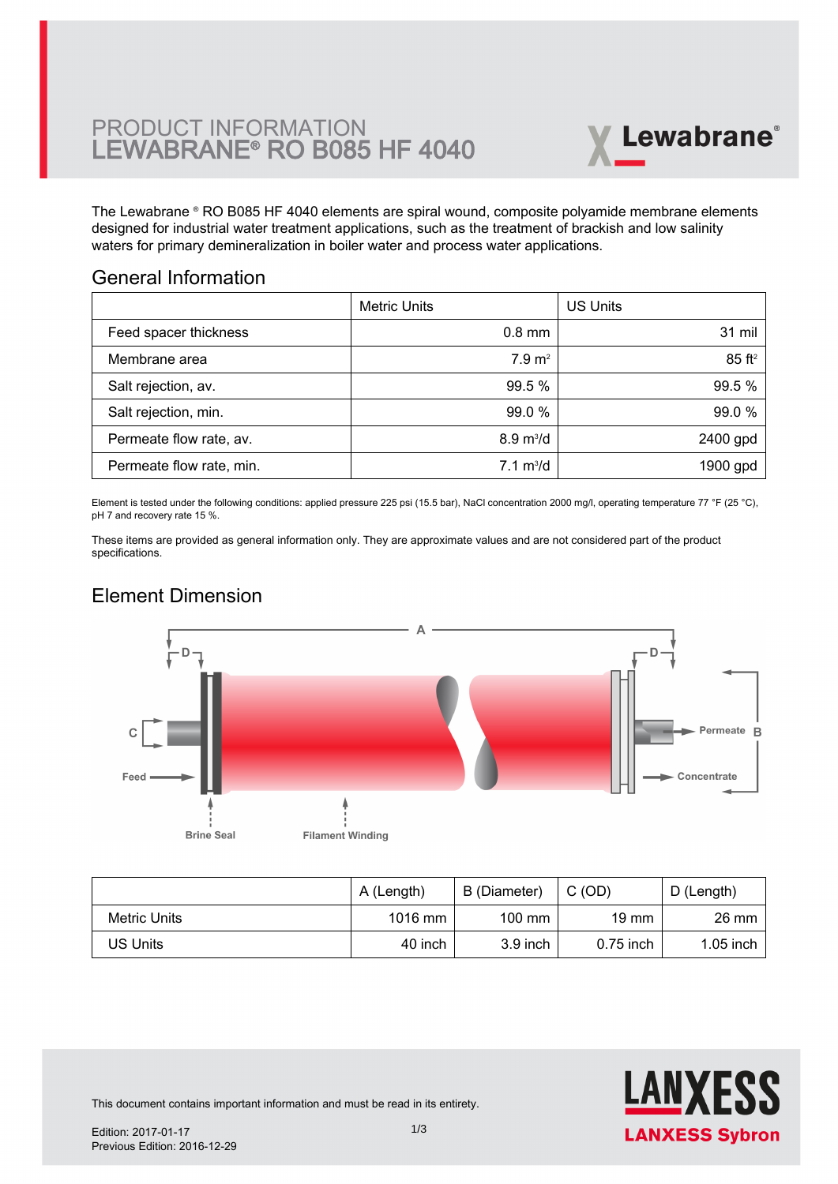# PRODUCT INFORMATION
# LEWABRANE® RO B085 HF 4040

The Lewabrane ® RO B085 HF 4040 elements are spiral wound, composite polyamide membrane elements designed for industrial water treatment applications, such as the treatment of brackish and low salinity waters for primary demineralization in boiler water and process water applications.

## General Information

| | Metric Units | US Units |
|---|---|---|
| Feed spacer thickness | 0.8 mm | 31 mil |
| Membrane area | 7.9 $m^2$ | 85 $ft^2$ |
| Salt rejection, av. | 99.5 % | 99.5 % |
| Salt rejection, min. | 99.0 % | 99.0 % |
| Permeate flow rate, av. | 8.9 $m^3$/d | 2400 gpd |
| Permeate flow rate, min. | 7.1 $m^3$/d | 1900 gpd |

Element is tested under the following conditions: applied pressure 225 psi (15.5 bar), NaCl concentration 2000 mg/l, operating temperature 77 °F (25 °C), pH 7 and recovery rate 15 %.

These items are provided as general information only. They are approximate values and are not considered part of the product specifications.

## Element Dimension

| | A (Length) | B (Diameter) | C (OD) | D (Length) |
|---|---|---|---|---|
| Metric Units | 1016 mm | 100 mm | 19 mm | 26 mm |
| US Units | 40 inch | 3.9 inch | 0.75 inch | 1.05 inch |

This document contains important information and must be read in its entirety.

Edition: 2017-01-17
Previous Edition: 2016-12-29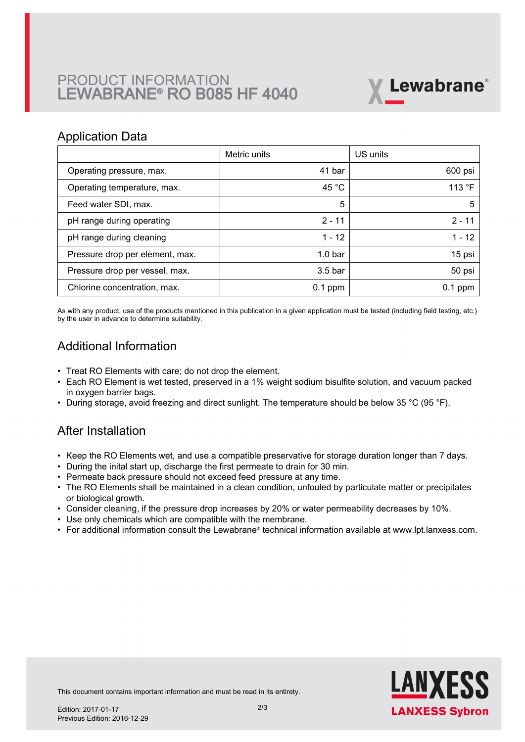# PRODUCT INFORMATION
# LEWABRANE® RO B085 HF 4040

## Application Data

| | Metric units | US units |
|---|---:|---:|
| Operating pressure, max. | 41 bar | 600 psi |
| Operating temperature, max. | 45 °C | 113 °F |
| Feed water SDI, max. | 5 | 5 |
| pH range during operating | 2 - 11 | 2 - 11 |
| pH range during cleaning | 1 - 12 | 1 - 12 |
| Pressure drop per element, max. | 1.0 bar | 15 psi |
| Pressure drop per vessel, max. | 3.5 bar | 50 psi |
| Chlorine concentration, max. | 0.1 ppm | 0.1 ppm |

As with any product, use of the products mentioned in this publication in a given application must be tested (including field testing, etc.) by the user in advance to determine suitability.

## Additional Information

- Treat RO Elements with care; do not drop the element.
- Each RO Element is wet tested, preserved in a 1% weight sodium bisulfite solution, and vacuum packed in oxygen barrier bags.
- During storage, avoid freezing and direct sunlight. The temperature should be below 35 °C (95 °F).

## After Installation

- Keep the RO Elements wet, and use a compatible preservative for storage duration longer than 7 days.
- During the inital start up, discharge the first permeate to drain for 30 min.
- Permeate back pressure should not exceed feed pressure at any time.
- The RO Elements shall be maintained in a clean condition, unfouled by particulate matter or precipitates or biological growth.
- Consider cleaning, if the pressure drop increases by 20% or water permeability decreases by 10%.
- Use only chemicals which are compatible with the membrane.
- For additional information consult the Lewabrane® technical information available at www.lpt.lanxess.com.

This document contains important information and must be read in its entirety.

Edition: 2017-01-17
Previous Edition: 2016-12-29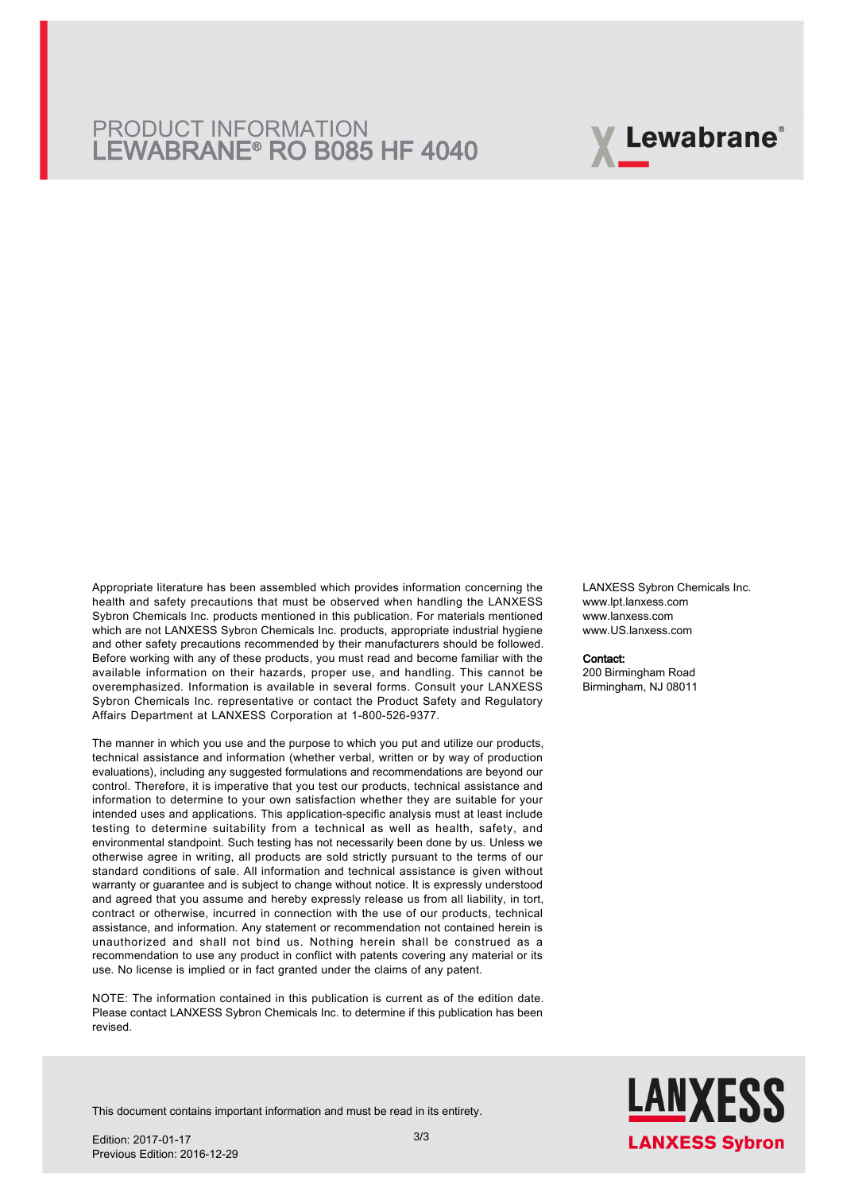# PRODUCT INFORMATION
# LEWABRANE® RO B085 HF 4040

Appropriate literature has been assembled which provides information concerning the health and safety precautions that must be observed when handling the LANXESS Sybron Chemicals Inc. products mentioned in this publication. For materials mentioned which are not LANXESS Sybron Chemicals Inc. products, appropriate industrial hygiene and other safety precautions recommended by their manufacturers should be followed. Before working with any of these products, you must read and become familiar with the available information on their hazards, proper use, and handling. This cannot be overemphasized. Information is available in several forms. Consult your LANXESS Sybron Chemicals Inc. representative or contact the Product Safety and Regulatory Affairs Department at LANXESS Corporation at 1-800-526-9377.

The manner in which you use and the purpose to which you put and utilize our products, technical assistance and information (whether verbal, written or by way of production evaluations), including any suggested formulations and recommendations are beyond our control. Therefore, it is imperative that you test our products, technical assistance and information to determine to your own satisfaction whether they are suitable for your intended uses and applications. This application-specific analysis must at least include testing to determine suitability from a technical as well as health, safety, and environmental standpoint. Such testing has not necessarily been done by us. Unless we otherwise agree in writing, all products are sold strictly pursuant to the terms of our standard conditions of sale. All information and technical assistance is given without warranty or guarantee and is subject to change without notice. It is expressly understood and agreed that you assume and hereby expressly release us from all liability, in tort, contract or otherwise, incurred in connection with the use of our products, technical assistance, and information. Any statement or recommendation not contained herein is unauthorized and shall not bind us. Nothing herein shall be construed as a recommendation to use any product in conflict with patents covering any material or its use. No license is implied or in fact granted under the claims of any patent.

NOTE: The information contained in this publication is current as of the edition date. Please contact LANXESS Sybron Chemicals Inc. to determine if this publication has been revised.

LANXESS Sybron Chemicals Inc.
www.lpt.lanxess.com
www.lanxess.com
www.US.lanxess.com

**Contact:**
200 Birmingham Road
Birmingham, NJ 08011

This document contains important information and must be read in its entirety.

Edition: 2017-01-17
Previous Edition: 2016-12-29